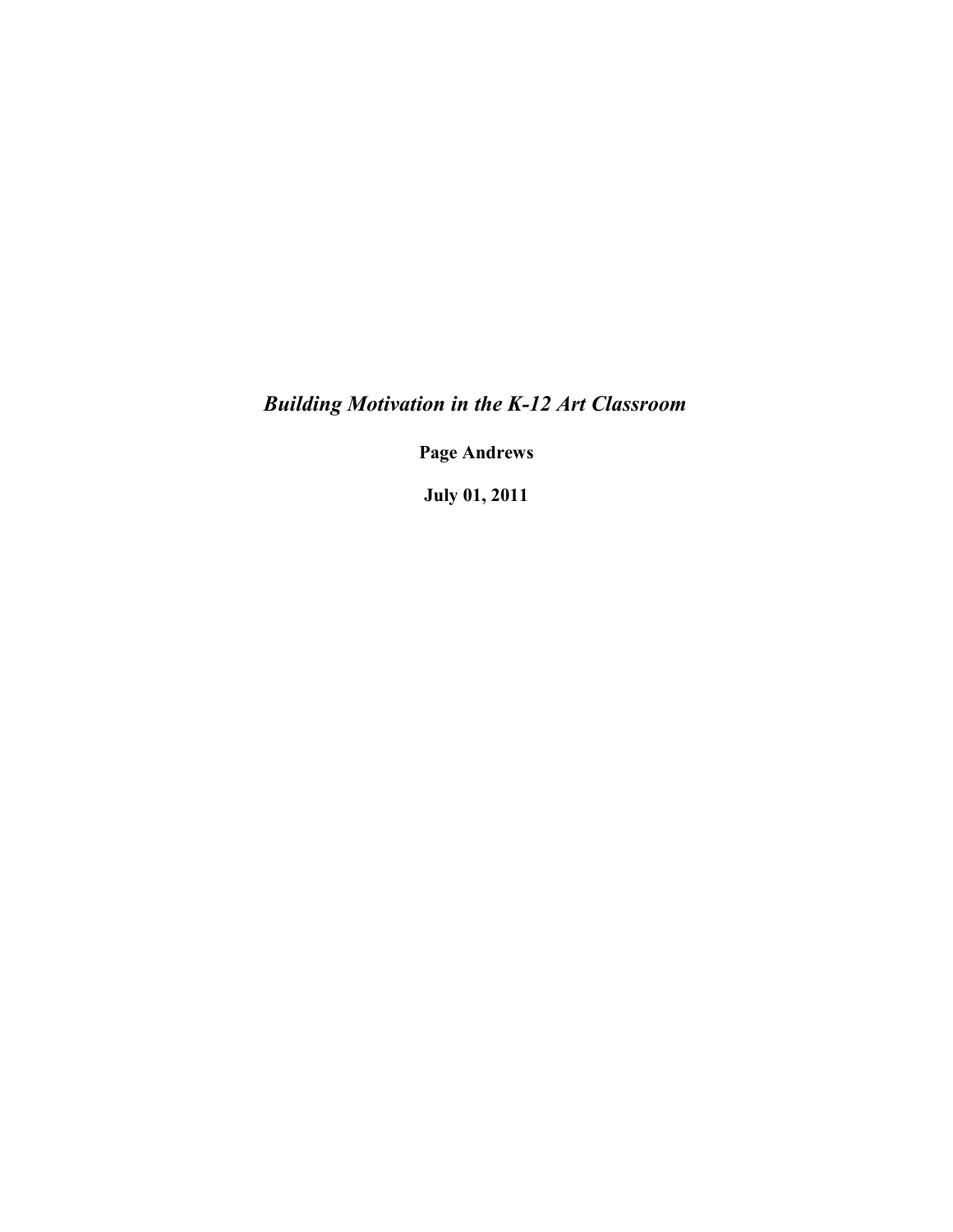# *Building Motivation in the K-12 Art Classroom*

**Page Andrews**

**July 01, 2011**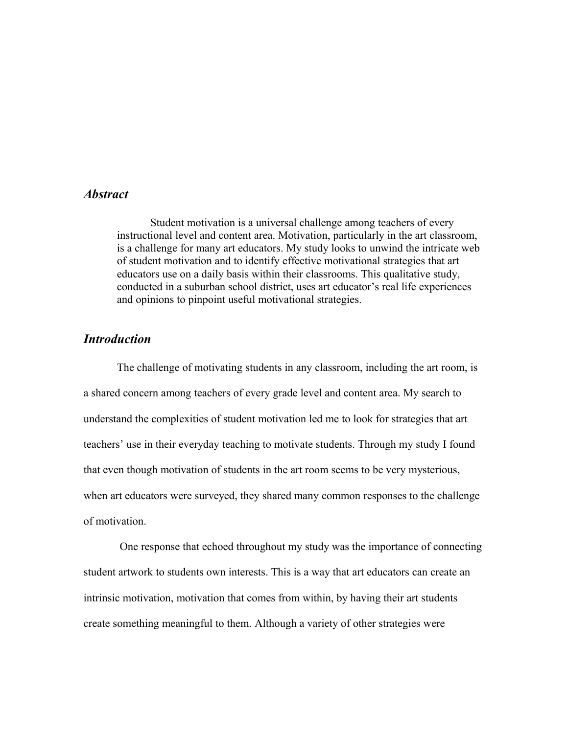## *Abstract*

Student motivation is a universal challenge among teachers of every instructional level and content area. Motivation, particularly in the art classroom, is a challenge for many art educators. My study looks to unwind the intricate web of student motivation and to identify effective motivational strategies that art educators use on a daily basis within their classrooms. This qualitative study, conducted in a suburban school district, uses art educator's real life experiences and opinions to pinpoint useful motivational strategies.

## *Introduction*

The challenge of motivating students in any classroom, including the art room, is a shared concern among teachers of every grade level and content area. My search to understand the complexities of student motivation led me to look for strategies that art teachers' use in their everyday teaching to motivate students. Through my study I found that even though motivation of students in the art room seems to be very mysterious, when art educators were surveyed, they shared many common responses to the challenge of motivation.

One response that echoed throughout my study was the importance of connecting student artwork to students own interests. This is a way that art educators can create an intrinsic motivation, motivation that comes from within, by having their art students create something meaningful to them. Although a variety of other strategies were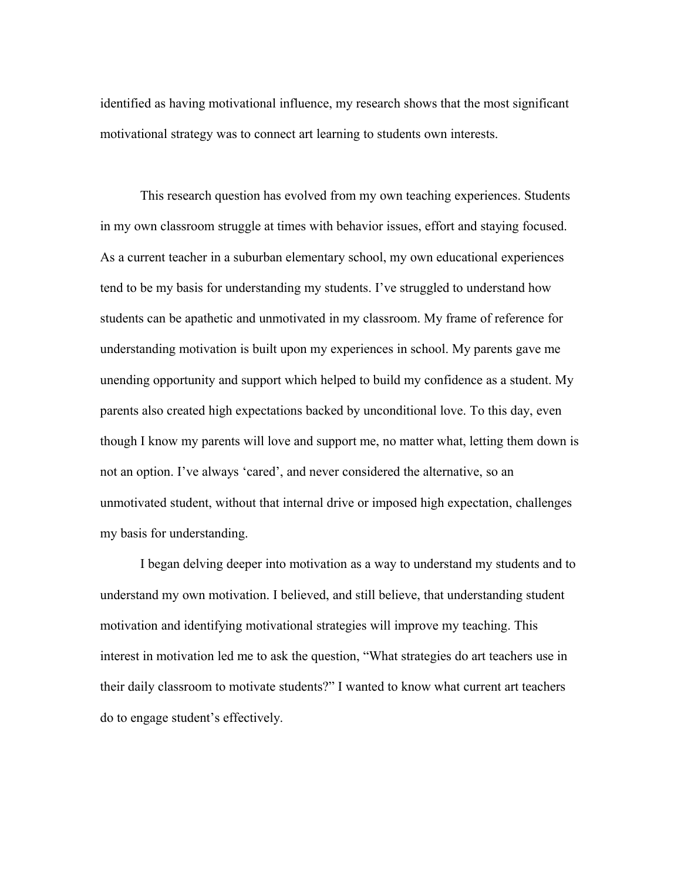identified as having motivational influence, my research shows that the most significant motivational strategy was to connect art learning to students own interests.

This research question has evolved from my own teaching experiences. Students in my own classroom struggle at times with behavior issues, effort and staying focused. As a current teacher in a suburban elementary school, my own educational experiences tend to be my basis for understanding my students. I've struggled to understand how students can be apathetic and unmotivated in my classroom. My frame of reference for understanding motivation is built upon my experiences in school. My parents gave me unending opportunity and support which helped to build my confidence as a student. My parents also created high expectations backed by unconditional love. To this day, even though I know my parents will love and support me, no matter what, letting them down is not an option. I've always 'cared', and never considered the alternative, so an unmotivated student, without that internal drive or imposed high expectation, challenges my basis for understanding.

I began delving deeper into motivation as a way to understand my students and to understand my own motivation. I believed, and still believe, that understanding student motivation and identifying motivational strategies will improve my teaching. This interest in motivation led me to ask the question, "What strategies do art teachers use in their daily classroom to motivate students?" I wanted to know what current art teachers do to engage student's effectively.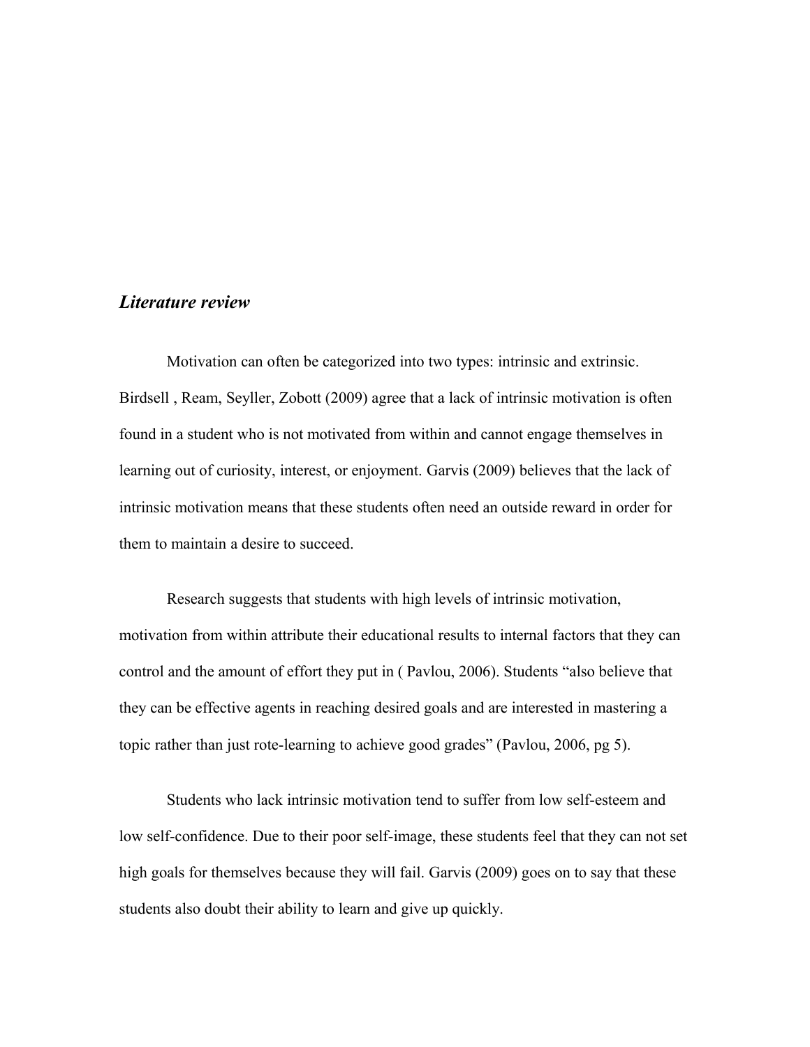## *Literature review*

Motivation can often be categorized into two types: intrinsic and extrinsic. Birdsell , Ream, Seyller, Zobott (2009) agree that a lack of intrinsic motivation is often found in a student who is not motivated from within and cannot engage themselves in learning out of curiosity, interest, or enjoyment. Garvis (2009) believes that the lack of intrinsic motivation means that these students often need an outside reward in order for them to maintain a desire to succeed.

Research suggests that students with high levels of intrinsic motivation, motivation from within attribute their educational results to internal factors that they can control and the amount of effort they put in ( Pavlou, 2006). Students "also believe that they can be effective agents in reaching desired goals and are interested in mastering a topic rather than just rote-learning to achieve good grades" (Pavlou, 2006, pg 5).

Students who lack intrinsic motivation tend to suffer from low self-esteem and low self-confidence. Due to their poor self-image, these students feel that they can not set high goals for themselves because they will fail. Garvis (2009) goes on to say that these students also doubt their ability to learn and give up quickly.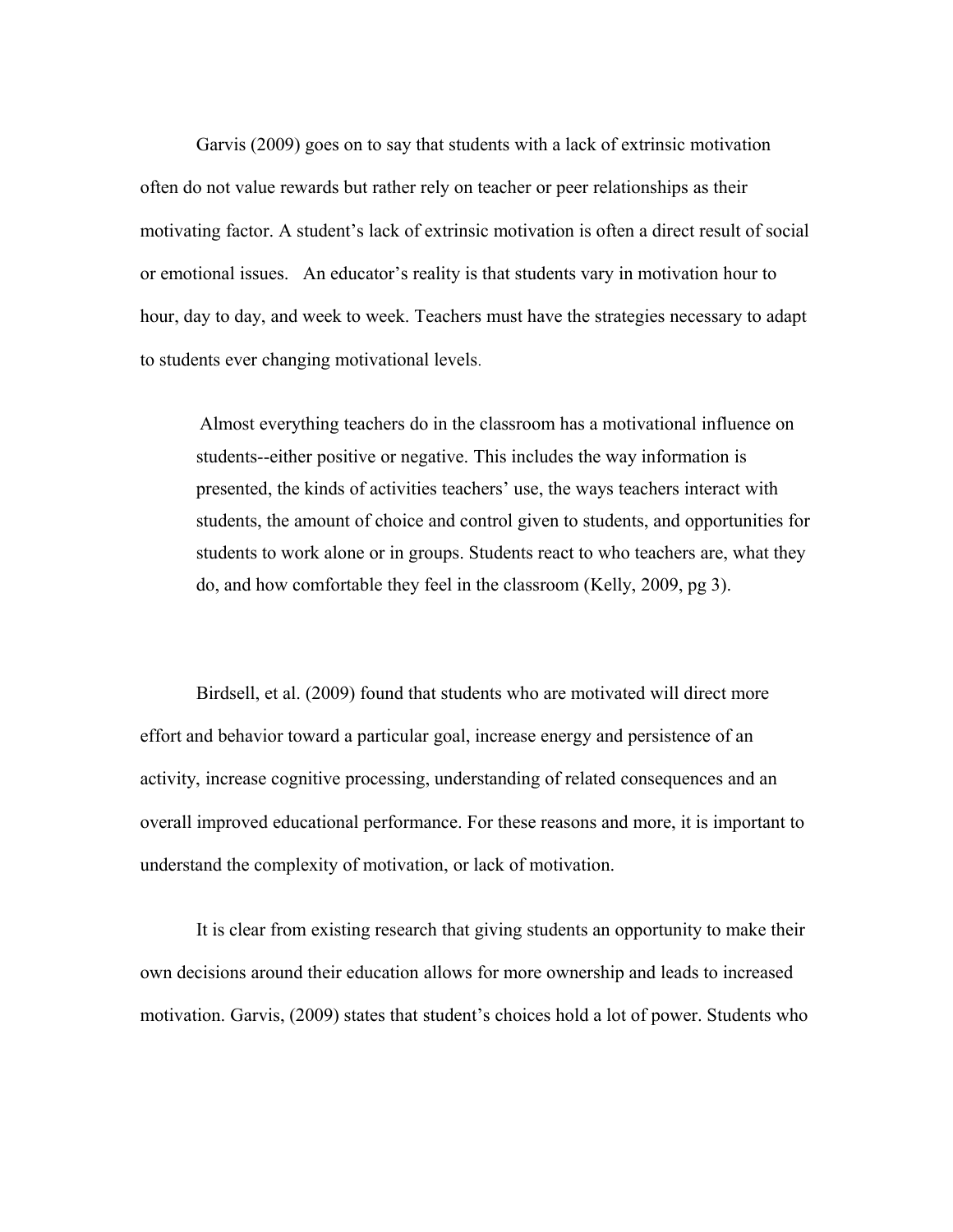Garvis (2009) goes on to say that students with a lack of extrinsic motivation often do not value rewards but rather rely on teacher or peer relationships as their motivating factor. A student's lack of extrinsic motivation is often a direct result of social or emotional issues. An educator's reality is that students vary in motivation hour to hour, day to day, and week to week. Teachers must have the strategies necessary to adapt to students ever changing motivational levels.

> Almost everything teachers do in the classroom has a motivational influence on students--either positive or negative. This includes the way information is presented, the kinds of activities teachers' use, the ways teachers interact with students, the amount of choice and control given to students, and opportunities for students to work alone or in groups. Students react to who teachers are, what they do, and how comfortable they feel in the classroom (Kelly, 2009, pg 3).

Birdsell, et al. (2009) found that students who are motivated will direct more effort and behavior toward a particular goal, increase energy and persistence of an activity, increase cognitive processing, understanding of related consequences and an overall improved educational performance. For these reasons and more, it is important to understand the complexity of motivation, or lack of motivation.

It is clear from existing research that giving students an opportunity to make their own decisions around their education allows for more ownership and leads to increased motivation. Garvis, (2009) states that student's choices hold a lot of power. Students who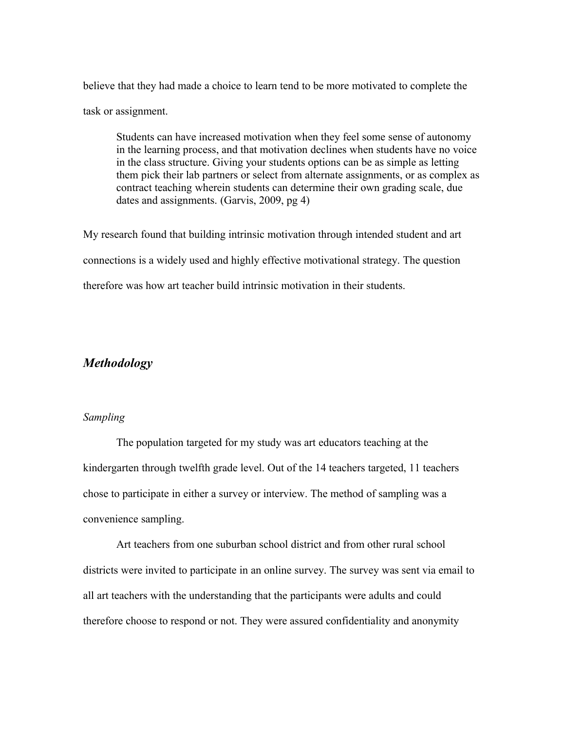believe that they had made a choice to learn tend to be more motivated to complete the task or assignment.

> Students can have increased motivation when they feel some sense of autonomy in the learning process, and that motivation declines when students have no voice in the class structure. Giving your students options can be as simple as letting them pick their lab partners or select from alternate assignments, or as complex as contract teaching wherein students can determine their own grading scale, due dates and assignments. (Garvis, 2009, pg 4)

My research found that building intrinsic motivation through intended student and art connections is a widely used and highly effective motivational strategy. The question therefore was how art teacher build intrinsic motivation in their students.

## *Methodology*

### *Sampling*

The population targeted for my study was art educators teaching at the kindergarten through twelfth grade level. Out of the 14 teachers targeted, 11 teachers chose to participate in either a survey or interview. The method of sampling was a convenience sampling.

Art teachers from one suburban school district and from other rural school districts were invited to participate in an online survey. The survey was sent via email to all art teachers with the understanding that the participants were adults and could therefore choose to respond or not. They were assured confidentiality and anonymity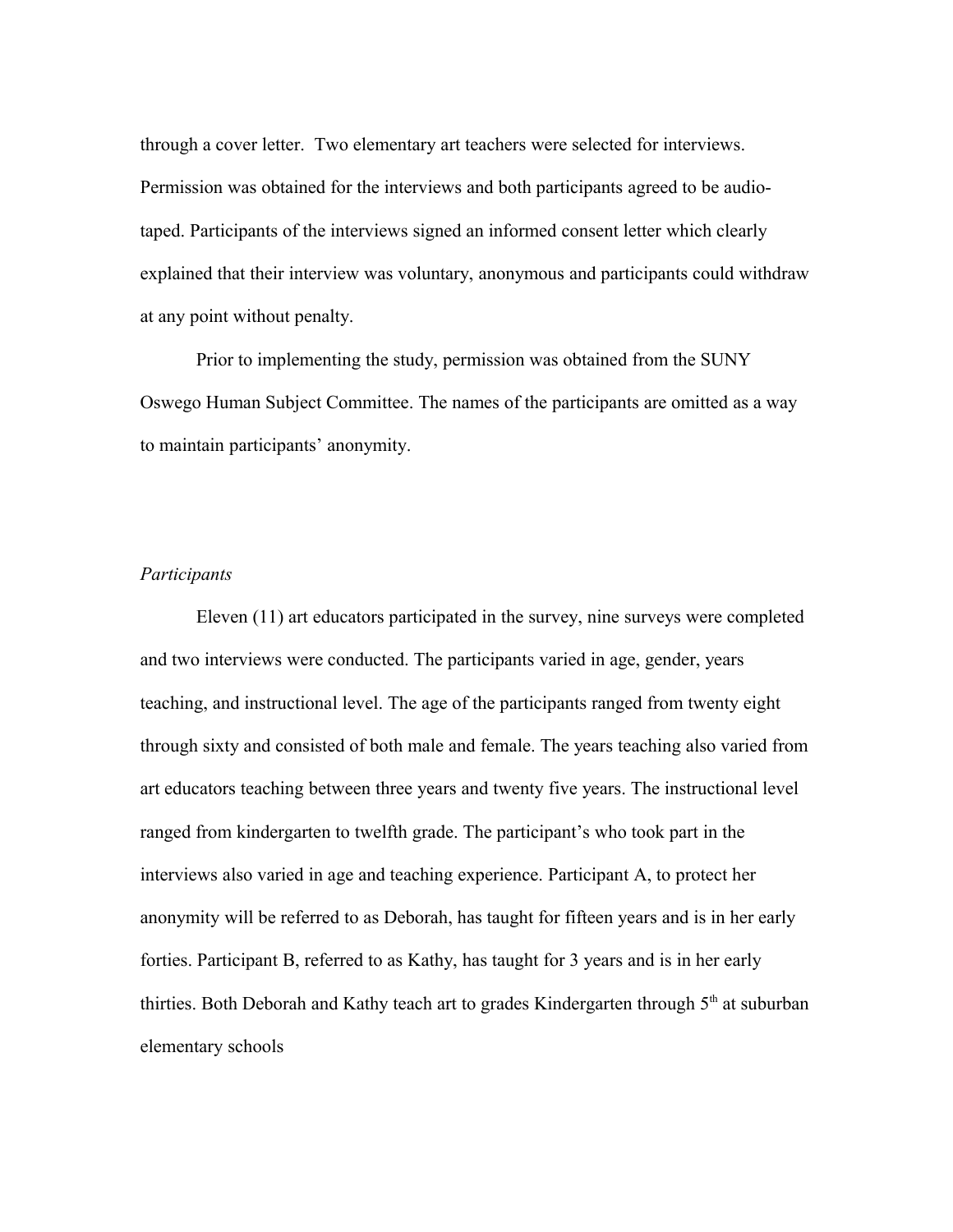through a cover letter. Two elementary art teachers were selected for interviews. Permission was obtained for the interviews and both participants agreed to be audio-taped. Participants of the interviews signed an informed consent letter which clearly explained that their interview was voluntary, anonymous and participants could withdraw at any point without penalty.

Prior to implementing the study, permission was obtained from the SUNY Oswego Human Subject Committee. The names of the participants are omitted as a way to maintain participants' anonymity.

*Participants*

Eleven (11) art educators participated in the survey, nine surveys were completed and two interviews were conducted. The participants varied in age, gender, years teaching, and instructional level. The age of the participants ranged from twenty eight through sixty and consisted of both male and female. The years teaching also varied from art educators teaching between three years and twenty five years. The instructional level ranged from kindergarten to twelfth grade. The participant's who took part in the interviews also varied in age and teaching experience. Participant A, to protect her anonymity will be referred to as Deborah, has taught for fifteen years and is in her early forties. Participant B, referred to as Kathy, has taught for 3 years and is in her early thirties. Both Deborah and Kathy teach art to grades Kindergarten through 5th at suburban elementary schools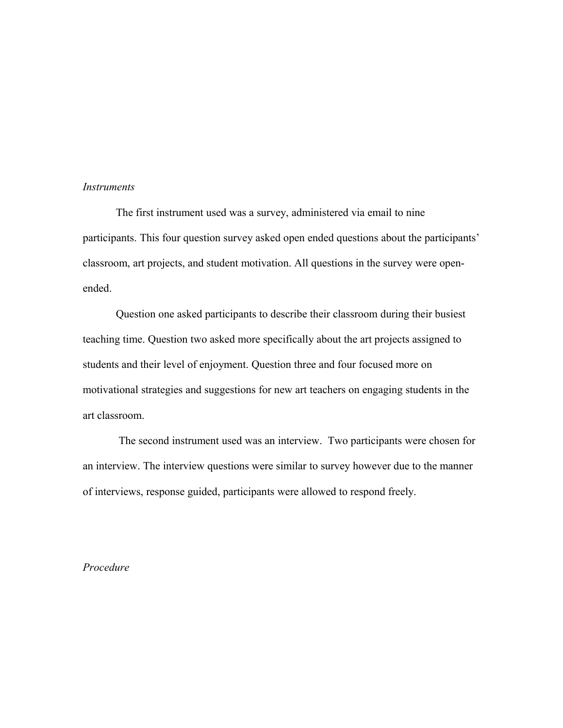*Instruments*

The first instrument used was a survey, administered via email to nine participants. This four question survey asked open ended questions about the participants' classroom, art projects, and student motivation. All questions in the survey were open-ended.

Question one asked participants to describe their classroom during their busiest teaching time. Question two asked more specifically about the art projects assigned to students and their level of enjoyment. Question three and four focused more on motivational strategies and suggestions for new art teachers on engaging students in the art classroom.

The second instrument used was an interview. Two participants were chosen for an interview. The interview questions were similar to survey however due to the manner of interviews, response guided, participants were allowed to respond freely.

*Procedure*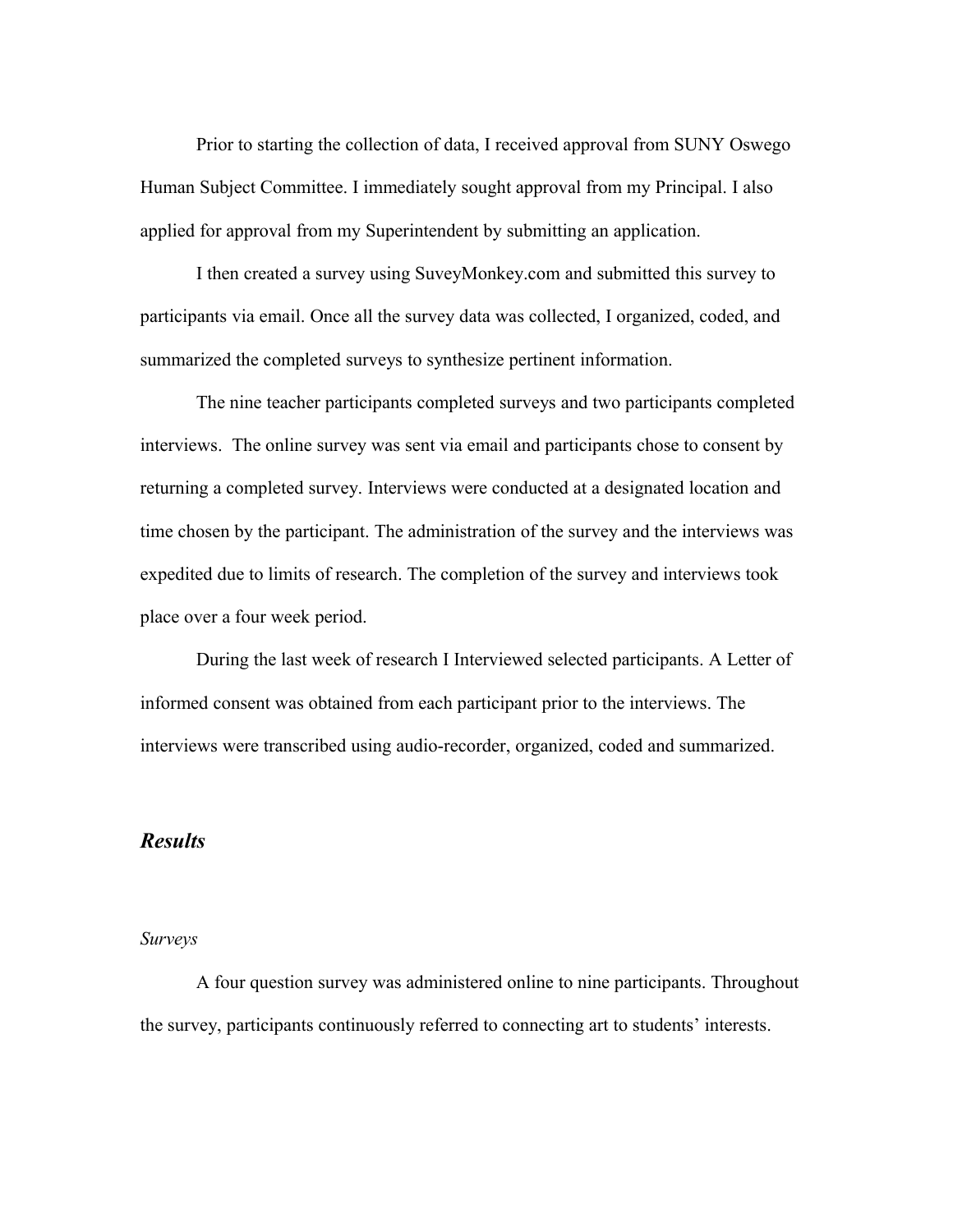Prior to starting the collection of data, I received approval from SUNY Oswego Human Subject Committee. I immediately sought approval from my Principal. I also applied for approval from my Superintendent by submitting an application.

I then created a survey using SuveyMonkey.com and submitted this survey to participants via email. Once all the survey data was collected, I organized, coded, and summarized the completed surveys to synthesize pertinent information.

The nine teacher participants completed surveys and two participants completed interviews.  The online survey was sent via email and participants chose to consent by returning a completed survey. Interviews were conducted at a designated location and time chosen by the participant. The administration of the survey and the interviews was expedited due to limits of research. The completion of the survey and interviews took place over a four week period.

During the last week of research I Interviewed selected participants. A Letter of informed consent was obtained from each participant prior to the interviews. The interviews were transcribed using audio-recorder, organized, coded and summarized.

## *Results*

### *Surveys*

A four question survey was administered online to nine participants. Throughout the survey, participants continuously referred to connecting art to students' interests.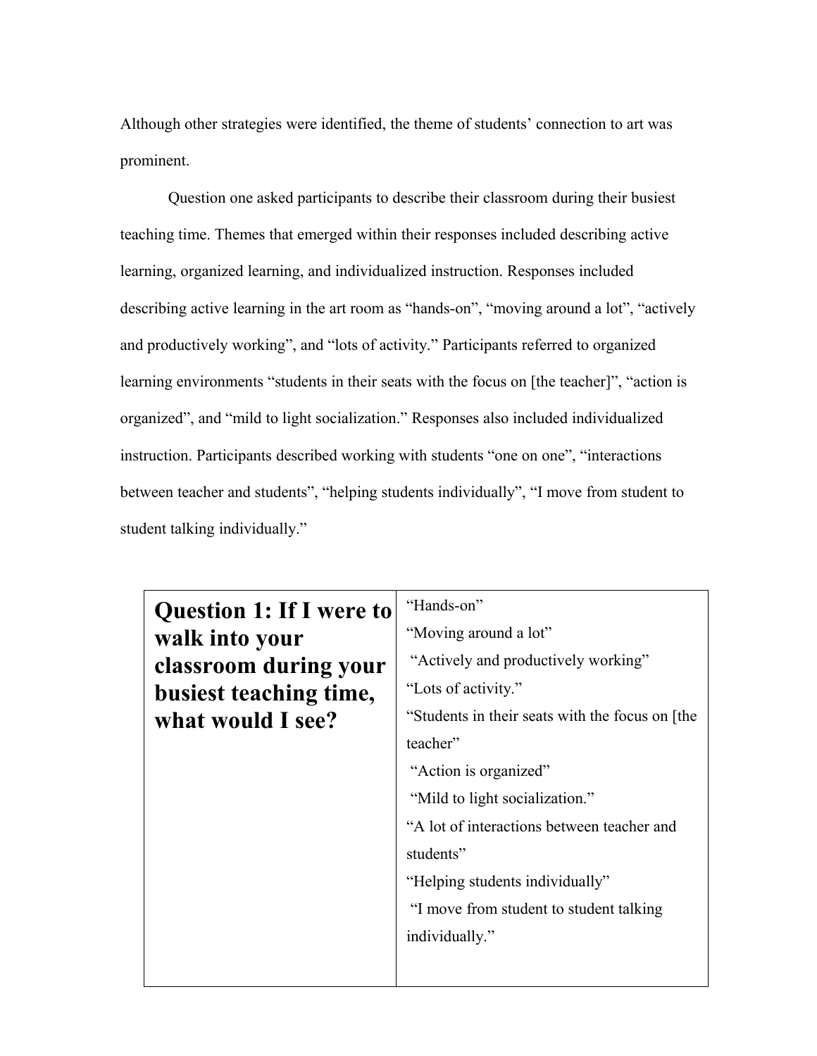Although other strategies were identified, the theme of students' connection to art was prominent.

Question one asked participants to describe their classroom during their busiest teaching time. Themes that emerged within their responses included describing active learning, organized learning, and individualized instruction. Responses included describing active learning in the art room as "hands-on", "moving around a lot", "actively and productively working", and "lots of activity." Participants referred to organized learning environments "students in their seats with the focus on [the teacher]", "action is organized", and "mild to light socialization." Responses also included individualized instruction. Participants described working with students "one on one", "interactions between teacher and students", "helping students individually", "I move from student to student talking individually."

| **Question 1: If I were to walk into your classroom during your busiest teaching time, what would I see?** | "Hands-on"<br>"Moving around a lot"<br>"Actively and productively working"<br>"Lots of activity."<br>"Students in their seats with the focus on [the teacher"<br>"Action is organized"<br>"Mild to light socialization."<br>"A lot of interactions between teacher and students"<br>"Helping students individually"<br>"I move from student to student talking individually." |
|---|---|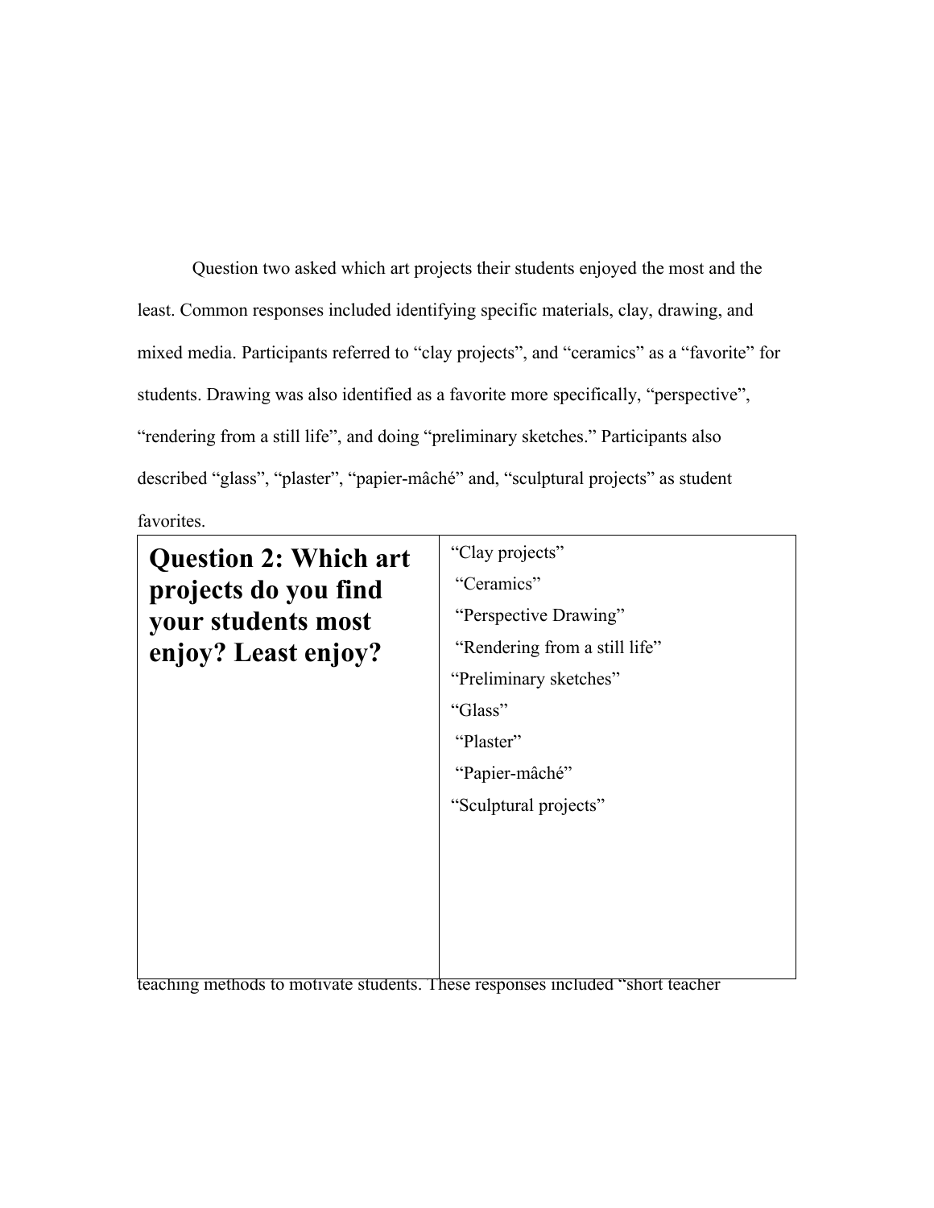Question two asked which art projects their students enjoyed the most and the least. Common responses included identifying specific materials, clay, drawing, and mixed media. Participants referred to “clay projects”, and “ceramics” as a “favorite” for students. Drawing was also identified as a favorite more specifically, “perspective”, “rendering from a still life”, and doing “preliminary sketches.” Participants also described “glass”, “plaster”, “papier-mâché” and, “sculptural projects” as student favorites.

| **Question 2: Which art projects do you find your students most enjoy? Least enjoy?** | “Clay projects”<br>“Ceramics”<br>“Perspective Drawing”<br>“Rendering from a still life”<br>“Preliminary sketches”<br>“Glass”<br>“Plaster”<br>“Papier-mâché”<br>“Sculptural projects” |
|---|---|

teaching methods to motivate students. These responses included “short teacher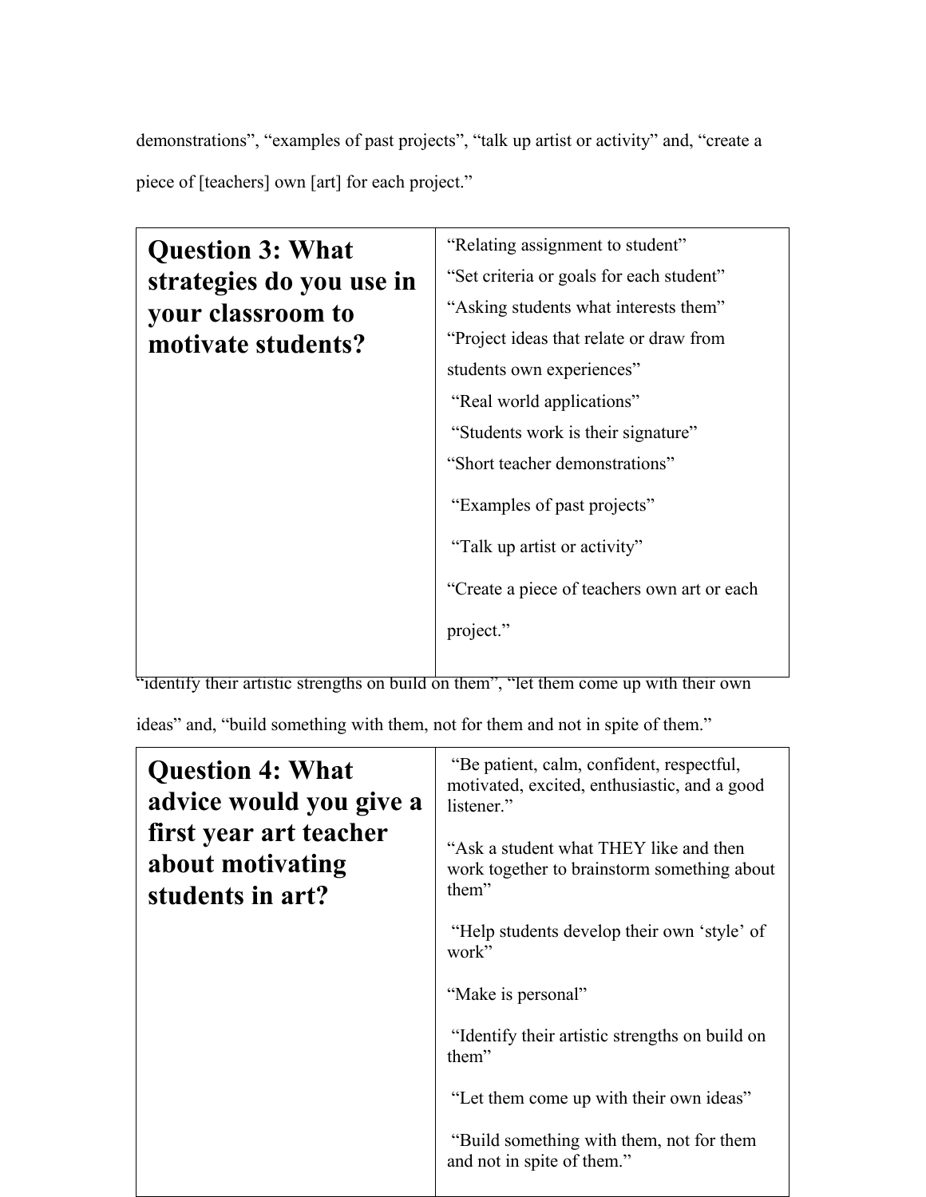demonstrations", "examples of past projects", "talk up artist or activity" and, "create a piece of [teachers] own [art] for each project."

| **Question 3: What strategies do you use in your classroom to motivate students?** | "Relating assignment to student"<br>"Set criteria or goals for each student"<br>"Asking students what interests them"<br>"Project ideas that relate or draw from students own experiences"<br>"Real world applications"<br>"Students work is their signature"<br>"Short teacher demonstrations"<br>"Examples of past projects"<br>"Talk up artist or activity"<br>"Create a piece of teachers own art or each project." |
|---|---|

"identify their artistic strengths on build on them", "let them come up with their own ideas" and, "build something with them, not for them and not in spite of them."

| **Question 4: What advice would you give a first year art teacher about motivating students in art?** | "Be patient, calm, confident, respectful, motivated, excited, enthusiastic, and a good listener."<br><br>"Ask a student what THEY like and then work together to brainstorm something about them"<br><br>"Help students develop their own 'style' of work"<br><br>"Make is personal"<br><br>"Identify their artistic strengths on build on them"<br><br>"Let them come up with their own ideas"<br><br>"Build something with them, not for them and not in spite of them." |
|---|---|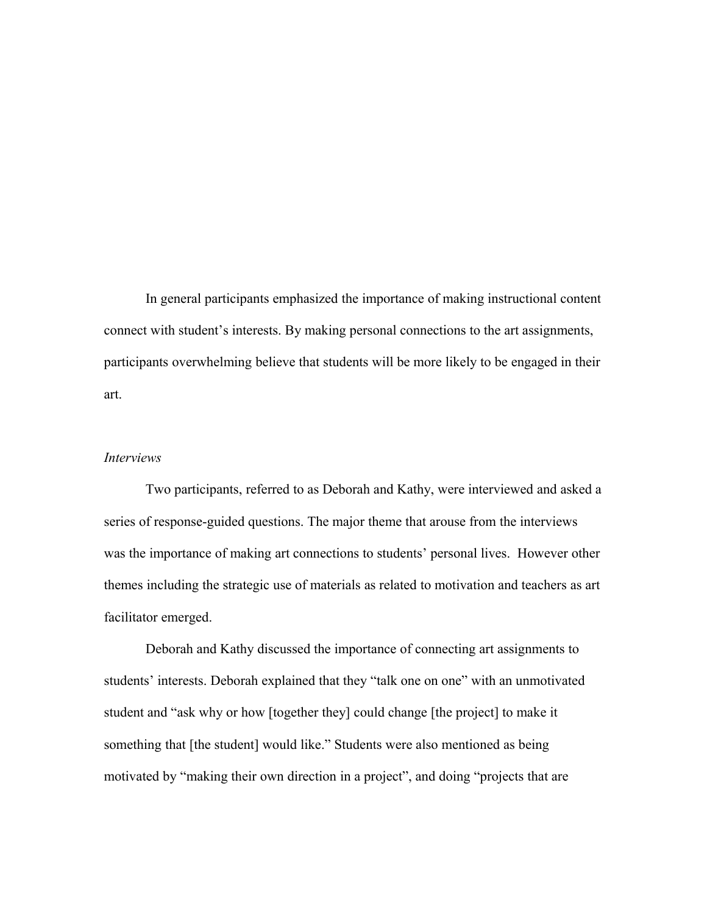In general participants emphasized the importance of making instructional content connect with student's interests. By making personal connections to the art assignments, participants overwhelming believe that students will be more likely to be engaged in their art.

*Interviews*

Two participants, referred to as Deborah and Kathy, were interviewed and asked a series of response-guided questions. The major theme that arouse from the interviews was the importance of making art connections to students' personal lives. However other themes including the strategic use of materials as related to motivation and teachers as art facilitator emerged.

Deborah and Kathy discussed the importance of connecting art assignments to students' interests. Deborah explained that they "talk one on one" with an unmotivated student and "ask why or how [together they] could change [the project] to make it something that [the student] would like." Students were also mentioned as being motivated by "making their own direction in a project", and doing "projects that are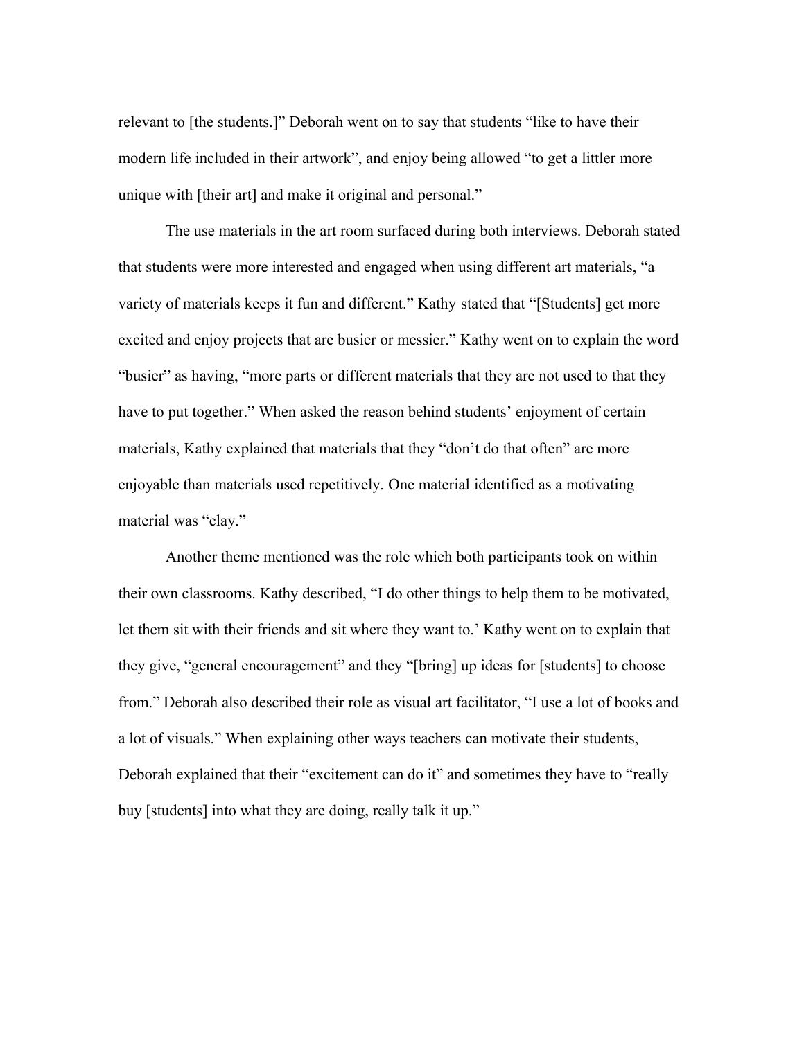relevant to [the students.]" Deborah went on to say that students "like to have their modern life included in their artwork", and enjoy being allowed "to get a littler more unique with [their art] and make it original and personal."

The use materials in the art room surfaced during both interviews. Deborah stated that students were more interested and engaged when using different art materials, "a variety of materials keeps it fun and different." Kathy stated that "[Students] get more excited and enjoy projects that are busier or messier." Kathy went on to explain the word "busier" as having, "more parts or different materials that they are not used to that they have to put together." When asked the reason behind students' enjoyment of certain materials, Kathy explained that materials that they "don't do that often" are more enjoyable than materials used repetitively. One material identified as a motivating material was "clay."

Another theme mentioned was the role which both participants took on within their own classrooms. Kathy described, "I do other things to help them to be motivated, let them sit with their friends and sit where they want to.' Kathy went on to explain that they give, "general encouragement" and they "[bring] up ideas for [students] to choose from." Deborah also described their role as visual art facilitator, "I use a lot of books and a lot of visuals." When explaining other ways teachers can motivate their students, Deborah explained that their "excitement can do it" and sometimes they have to "really buy [students] into what they are doing, really talk it up."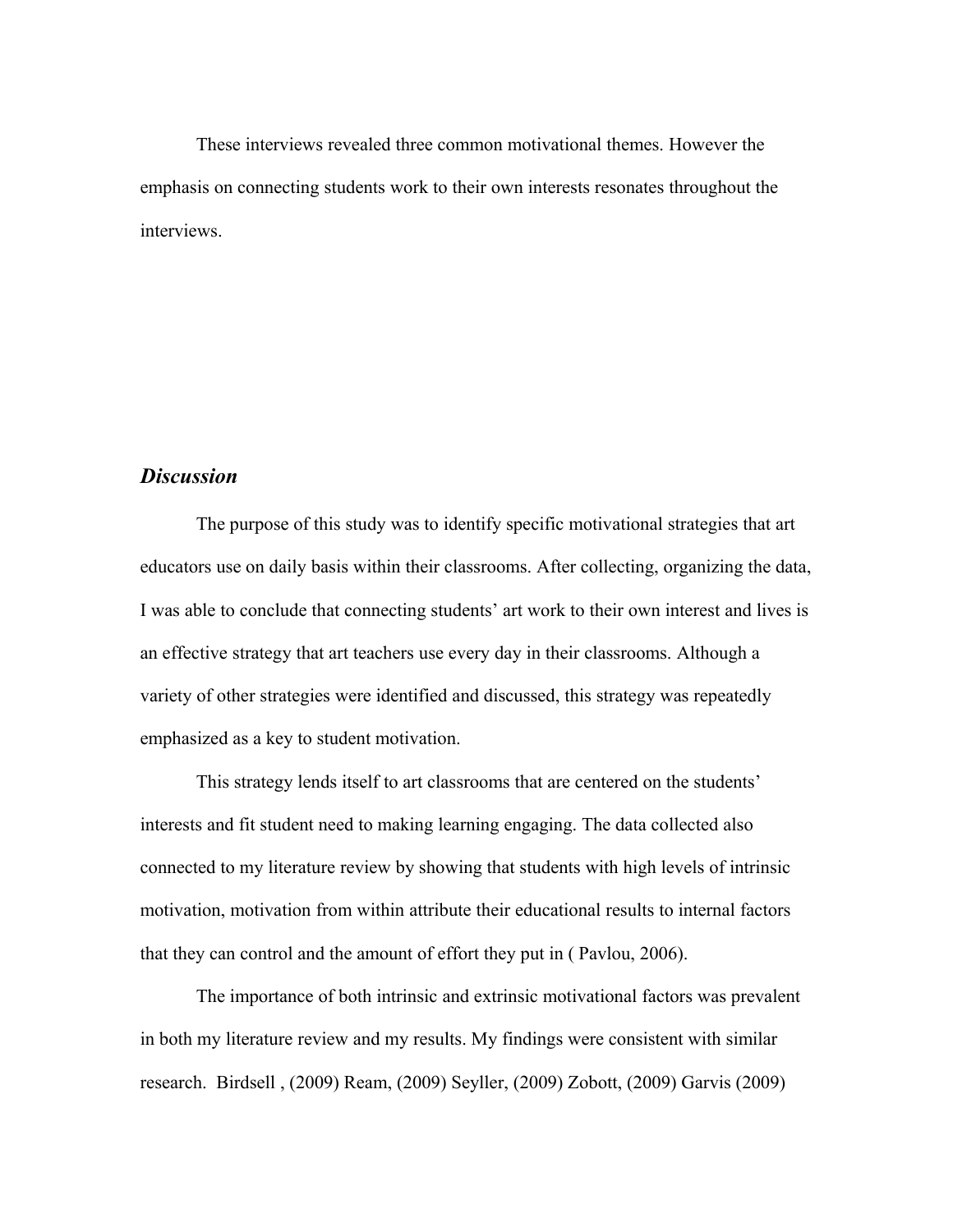These interviews revealed three common motivational themes. However the emphasis on connecting students work to their own interests resonates throughout the interviews.

## *Discussion*

The purpose of this study was to identify specific motivational strategies that art educators use on daily basis within their classrooms. After collecting, organizing the data, I was able to conclude that connecting students' art work to their own interest and lives is an effective strategy that art teachers use every day in their classrooms. Although a variety of other strategies were identified and discussed, this strategy was repeatedly emphasized as a key to student motivation.

This strategy lends itself to art classrooms that are centered on the students' interests and fit student need to making learning engaging. The data collected also connected to my literature review by showing that students with high levels of intrinsic motivation, motivation from within attribute their educational results to internal factors that they can control and the amount of effort they put in ( Pavlou, 2006).

The importance of both intrinsic and extrinsic motivational factors was prevalent in both my literature review and my results. My findings were consistent with similar research. Birdsell , (2009) Ream, (2009) Seyller, (2009) Zobott, (2009) Garvis (2009)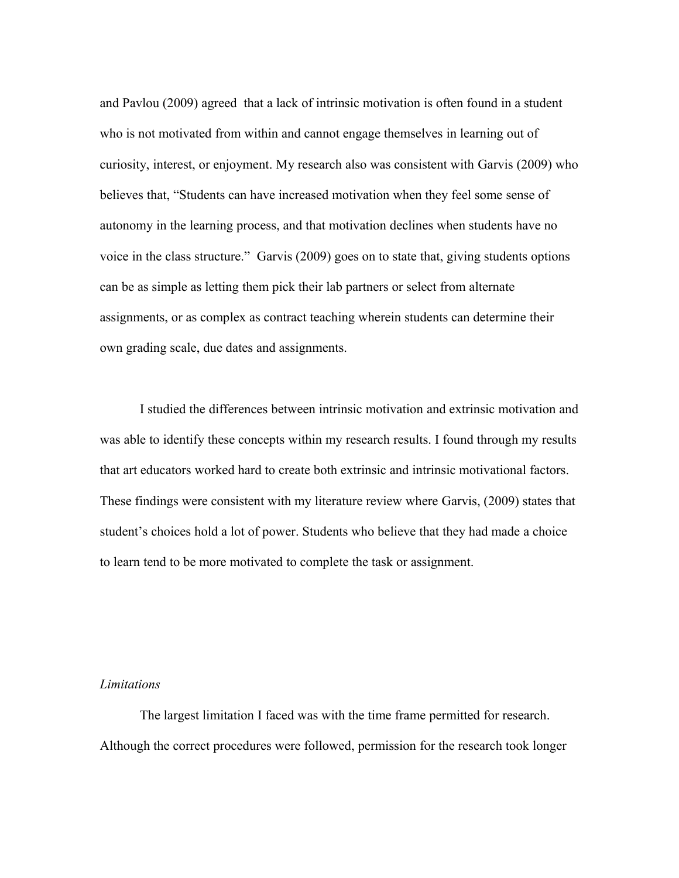and Pavlou (2009) agreed that a lack of intrinsic motivation is often found in a student who is not motivated from within and cannot engage themselves in learning out of curiosity, interest, or enjoyment. My research also was consistent with Garvis (2009) who believes that, "Students can have increased motivation when they feel some sense of autonomy in the learning process, and that motivation declines when students have no voice in the class structure." Garvis (2009) goes on to state that, giving students options can be as simple as letting them pick their lab partners or select from alternate assignments, or as complex as contract teaching wherein students can determine their own grading scale, due dates and assignments.

I studied the differences between intrinsic motivation and extrinsic motivation and was able to identify these concepts within my research results. I found through my results that art educators worked hard to create both extrinsic and intrinsic motivational factors. These findings were consistent with my literature review where Garvis, (2009) states that student's choices hold a lot of power. Students who believe that they had made a choice to learn tend to be more motivated to complete the task or assignment.

*Limitations*

The largest limitation I faced was with the time frame permitted for research. Although the correct procedures were followed, permission for the research took longer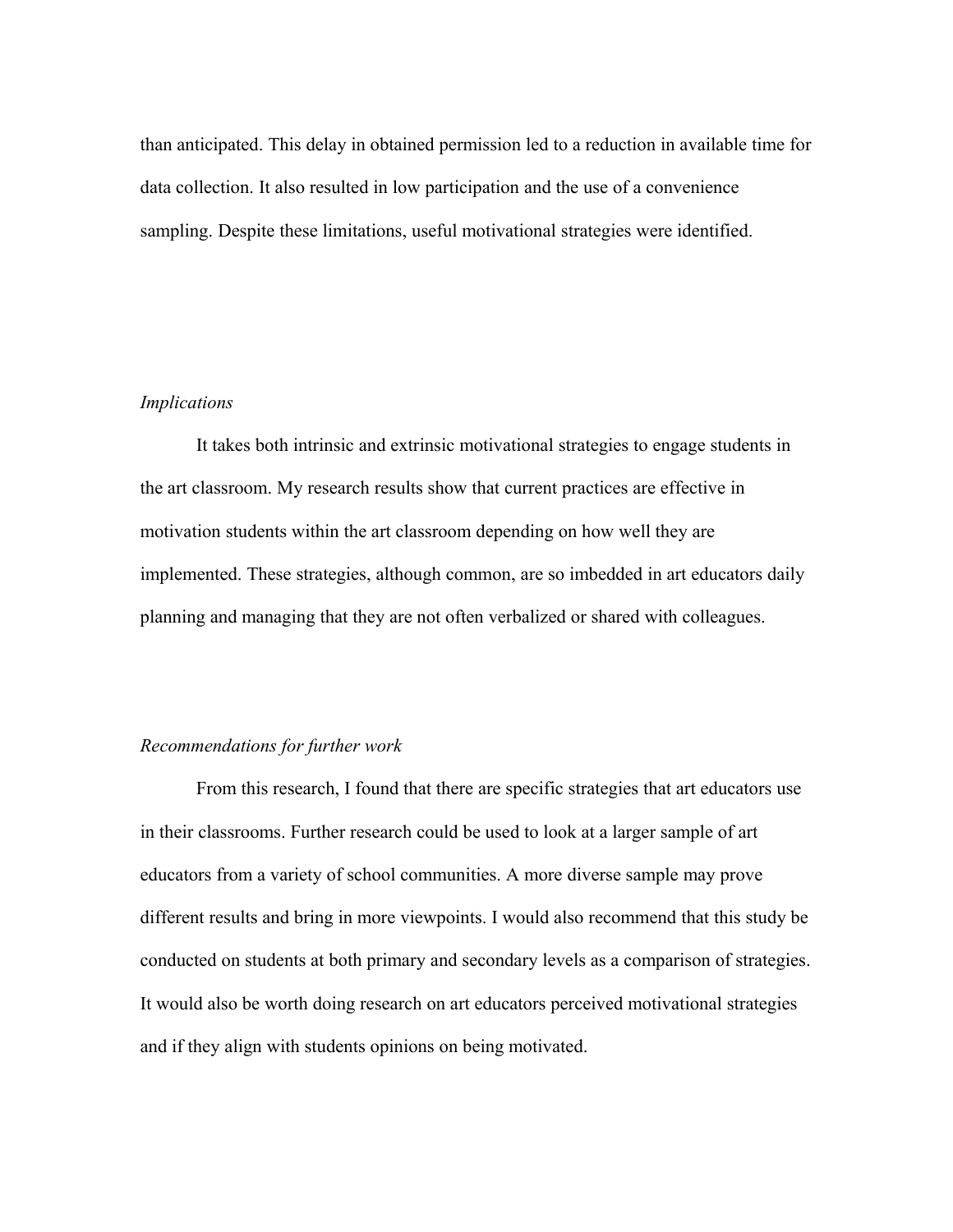than anticipated. This delay in obtained permission led to a reduction in available time for data collection. It also resulted in low participation and the use of a convenience sampling. Despite these limitations, useful motivational strategies were identified.

### *Implications*

It takes both intrinsic and extrinsic motivational strategies to engage students in the art classroom. My research results show that current practices are effective in motivation students within the art classroom depending on how well they are implemented. These strategies, although common, are so imbedded in art educators daily planning and managing that they are not often verbalized or shared with colleagues.

### *Recommendations for further work*

From this research, I found that there are specific strategies that art educators use in their classrooms. Further research could be used to look at a larger sample of art educators from a variety of school communities. A more diverse sample may prove different results and bring in more viewpoints. I would also recommend that this study be conducted on students at both primary and secondary levels as a comparison of strategies. It would also be worth doing research on art educators perceived motivational strategies and if they align with students opinions on being motivated.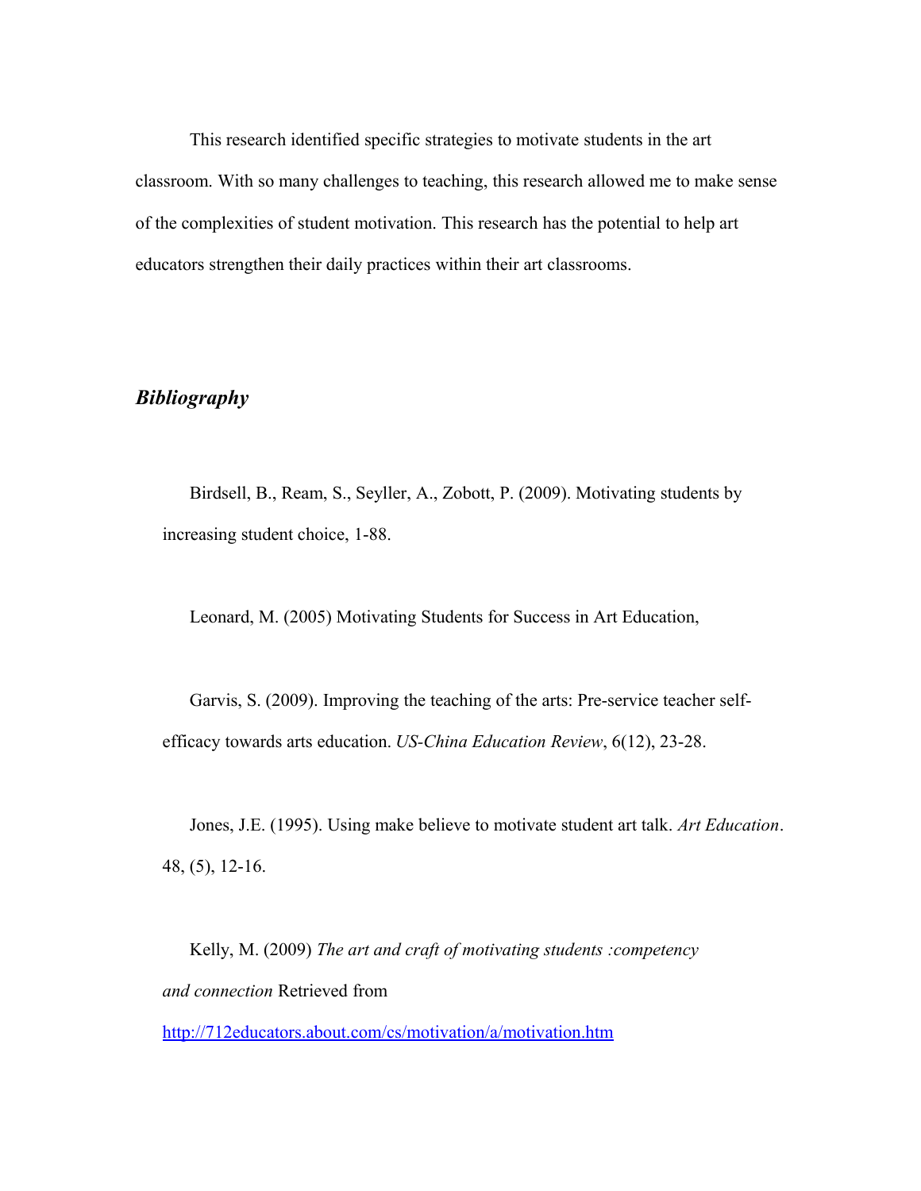This research identified specific strategies to motivate students in the art classroom. With so many challenges to teaching, this research allowed me to make sense of the complexities of student motivation. This research has the potential to help art educators strengthen their daily practices within their art classrooms.

## ***Bibliography***

Birdsell, B., Ream, S., Seyller, A., Zobott, P. (2009). Motivating students by increasing student choice, 1-88.

Leonard, M. (2005) Motivating Students for Success in Art Education,

Garvis, S. (2009). Improving the teaching of the arts: Pre-service teacher self-efficacy towards arts education. *US-China Education Review*, 6(12), 23-28.

Jones, J.E. (1995). Using make believe to motivate student art talk. *Art Education*. 48, (5), 12-16.

Kelly, M. (2009) *The art and craft of motivating students :competency and connection* Retrieved from http://712educators.about.com/cs/motivation/a/motivation.htm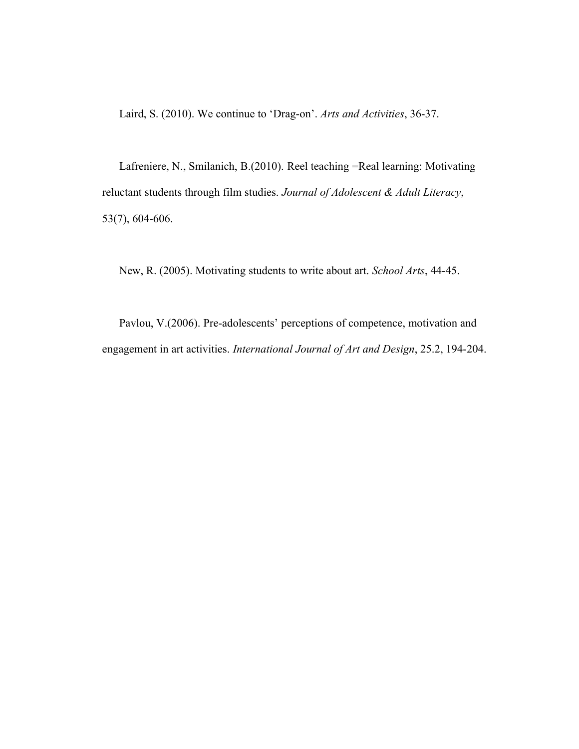Laird, S. (2010). We continue to 'Drag-on'. *Arts and Activities*, 36-37.

Lafreniere, N., Smilanich, B.(2010). Reel teaching =Real learning: Motivating reluctant students through film studies. *Journal of Adolescent & Adult Literacy*, 53(7), 604-606.

New, R. (2005). Motivating students to write about art. *School Arts*, 44-45.

Pavlou, V.(2006). Pre-adolescents' perceptions of competence, motivation and engagement in art activities. *International Journal of Art and Design*, 25.2, 194-204.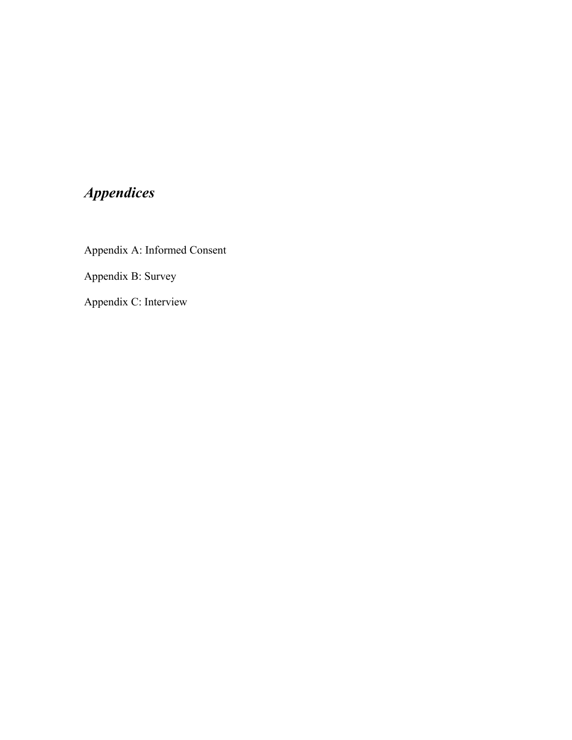# *Appendices*

Appendix A: Informed Consent

Appendix B: Survey

Appendix C: Interview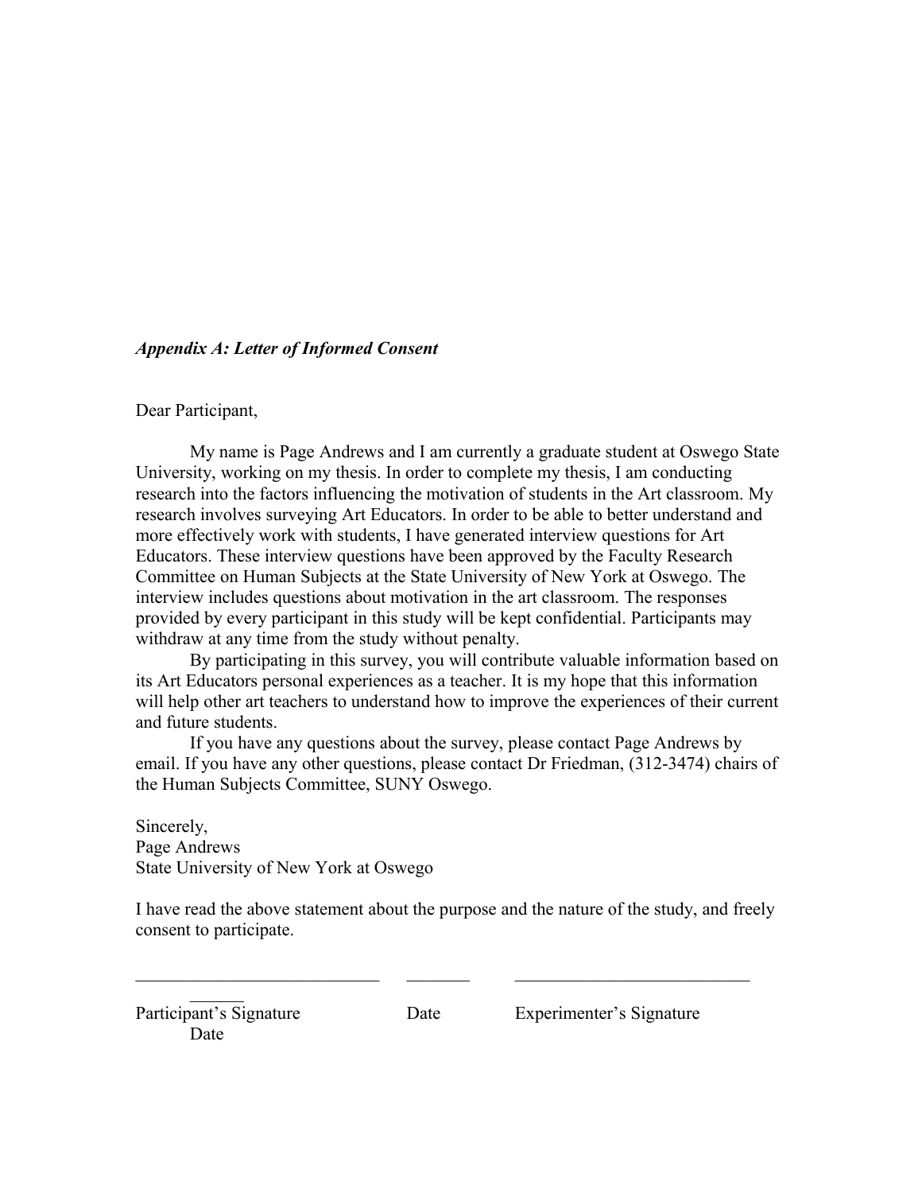*Appendix A: Letter of Informed Consent*

Dear Participant,

My name is Page Andrews and I am currently a graduate student at Oswego State University, working on my thesis. In order to complete my thesis, I am conducting research into the factors influencing the motivation of students in the Art classroom. My research involves surveying Art Educators. In order to be able to better understand and more effectively work with students, I have generated interview questions for Art Educators. These interview questions have been approved by the Faculty Research Committee on Human Subjects at the State University of New York at Oswego. The interview includes questions about motivation in the art classroom. The responses provided by every participant in this study will be kept confidential. Participants may withdraw at any time from the study without penalty.

By participating in this survey, you will contribute valuable information based on its Art Educators personal experiences as a teacher. It is my hope that this information will help other art teachers to understand how to improve the experiences of their current and future students.

If you have any questions about the survey, please contact Page Andrews by email. If you have any other questions, please contact Dr Friedman, (312-3474) chairs of the Human Subjects Committee, SUNY Oswego.

Sincerely,
Page Andrews
State University of New York at Oswego

I have read the above statement about the purpose and the nature of the study, and freely consent to participate.

\_\_\_\_\_\_\_\_\_\_\_\_\_\_\_\_\_\_\_\_\_\_\_\_\_\_\_\_ \_\_\_\_\_\_\_\_ \_\_\_\_\_\_\_\_\_\_\_\_\_\_\_\_\_\_\_\_\_\_\_\_\_\_\_\_ \_\_\_\_\_\_

Participant's Signature Date Experimenter's Signature Date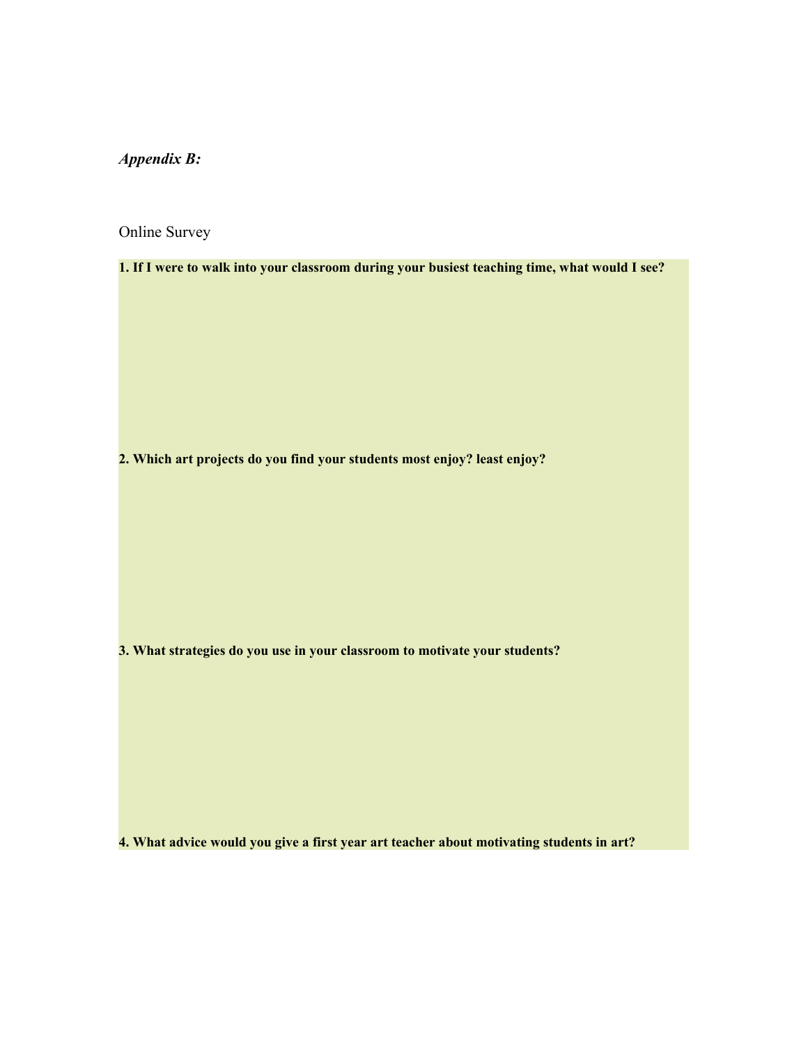***Appendix B:***

Online Survey

**1. If I were to walk into your classroom during your busiest teaching time, what would I see?**

**2. Which art projects do you find your students most enjoy? least enjoy?**

**3. What strategies do you use in your classroom to motivate your students?**

**4. What advice would you give a first year art teacher about motivating students in art?**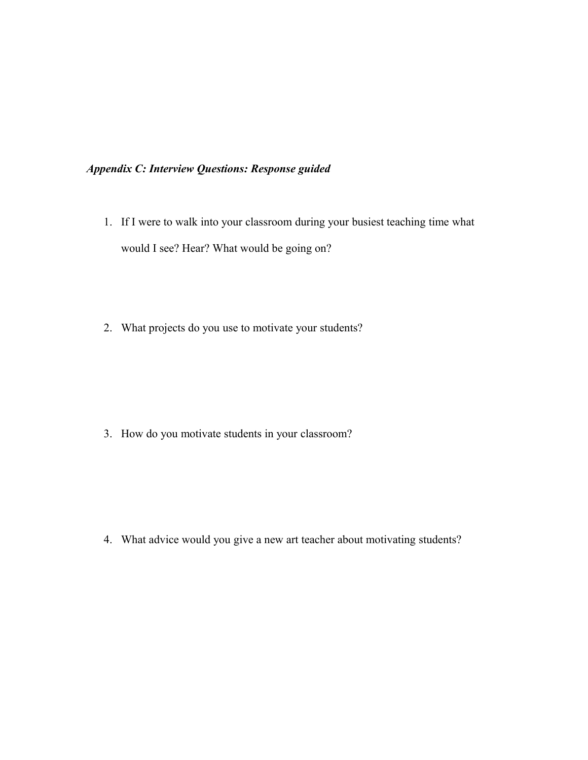***Appendix C: Interview Questions: Response guided***

1. If I were to walk into your classroom during your busiest teaching time what would I see? Hear? What would be going on?

2. What projects do you use to motivate your students?

3. How do you motivate students in your classroom?

4. What advice would you give a new art teacher about motivating students?